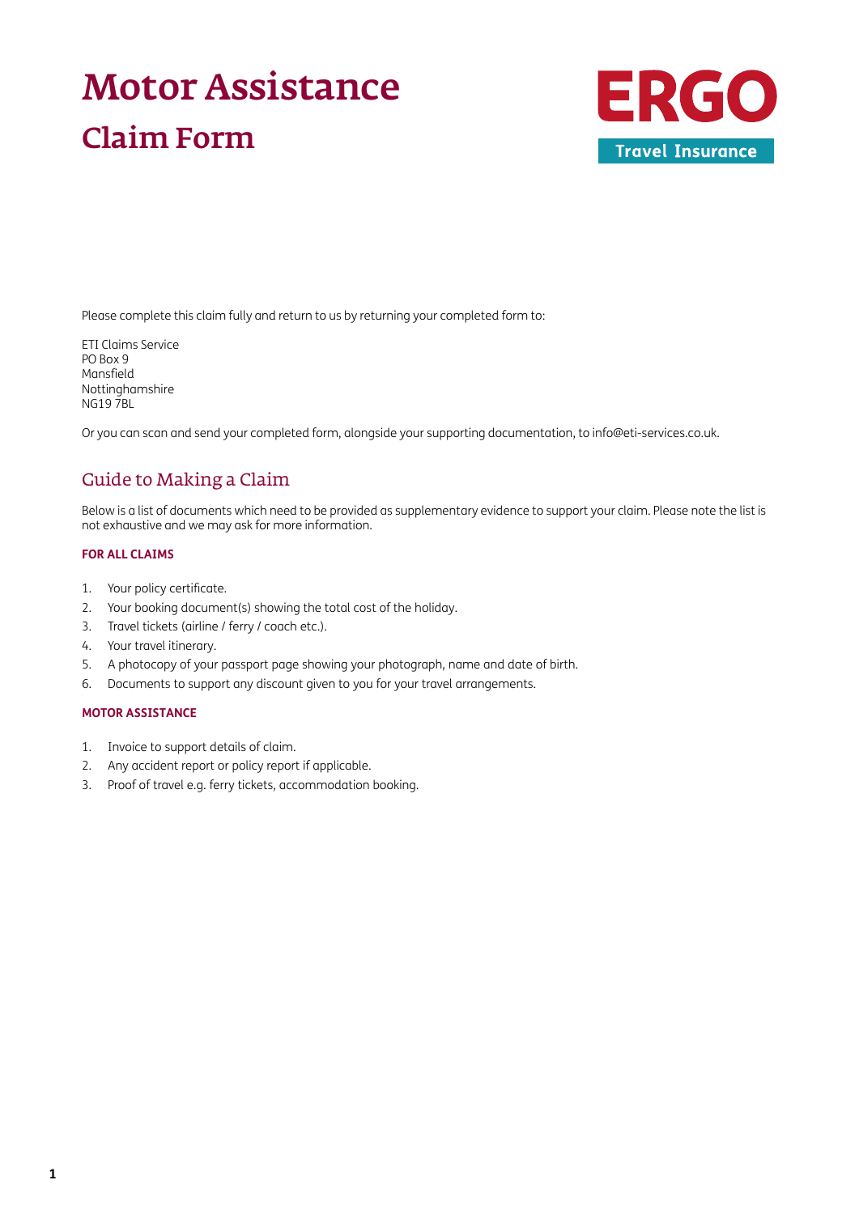# Motor Assistance

## Claim Form

ERGO

Travel Insurance

Please complete this claim fully and return to us by returning your completed form to:

ETI Claims Service
PO Box 9
Mansfield
Nottinghamshire
NG19 7BL

Or you can scan and send your completed form, alongside your supporting documentation, to info@eti-services.co.uk.

## Guide to Making a Claim

Below is a list of documents which need to be provided as supplementary evidence to support your claim. Please note the list is not exhaustive and we may ask for more information.

### FOR ALL CLAIMS

1. Your policy certificate.
2. Your booking document(s) showing the total cost of the holiday.
3. Travel tickets (airline / ferry / coach etc.).
4. Your travel itinerary.
5. A photocopy of your passport page showing your photograph, name and date of birth.
6. Documents to support any discount given to you for your travel arrangements.

### MOTOR ASSISTANCE

1. Invoice to support details of claim.
2. Any accident report or policy report if applicable.
3. Proof of travel e.g. ferry tickets, accommodation booking.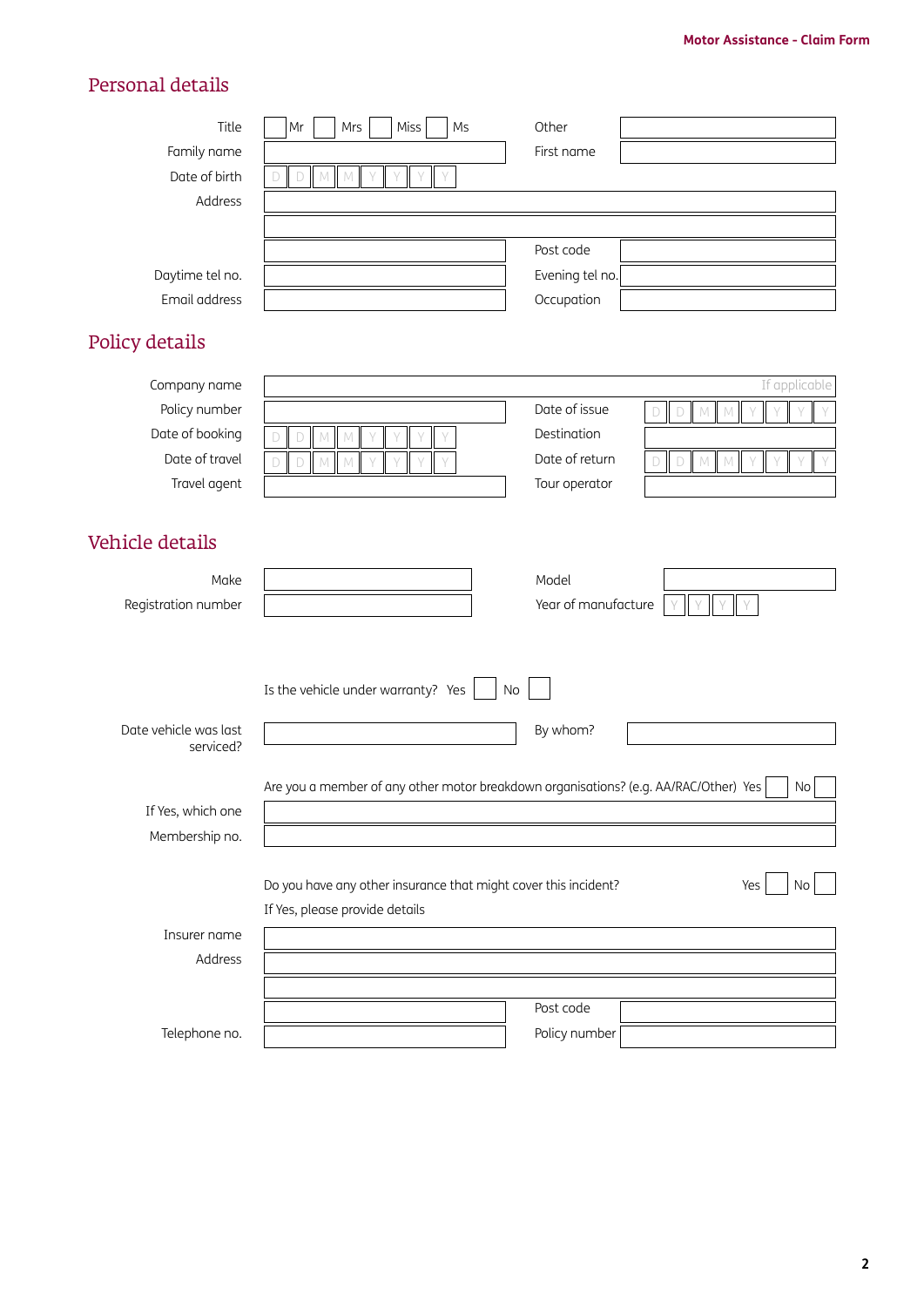## Personal details

| | | | |
|---|---|---|---|
| Title | ☐ Mr ☐ Mrs ☐ Miss ☐ Ms | Other | |
| Family name | | First name | |
| Date of birth | D D M M Y Y Y Y | | |
| Address | | | |
| | | | |
| | | Post code | |
| Daytime tel no. | | Evening tel no. | |
| Email address | | Occupation | |

## Policy details

| | | | |
|---|---|---|---|
| Company name | If applicable | | |
| Policy number | | Date of issue | D D M M Y Y Y Y |
| Date of booking | D D M M Y Y Y Y | Destination | |
| Date of travel | D D M M Y Y Y Y | Date of return | D D M M Y Y Y Y |
| Travel agent | | Tour operator | |

## Vehicle details

| | | | |
|---|---|---|---|
| Make | | Model | |
| Registration number | | Year of manufacture | Y Y Y Y |

Is the vehicle under warranty? Yes ☐ No ☐

| | | | |
|---|---|---|---|
| Date vehicle was last serviced? | | By whom? | |

Are you a member of any other motor breakdown organisations? (e.g. AA/RAC/Other) Yes ☐ No ☐

| | |
|---|---|
| If Yes, which one | |
| Membership no. | |

Do you have any other insurance that might cover this incident? Yes ☐ No ☐

If Yes, please provide details

| | | | |
|---|---|---|---|
| Insurer name | | | |
| Address | | | |
| | | | |
| | | Post code | |
| Telephone no. | | Policy number | |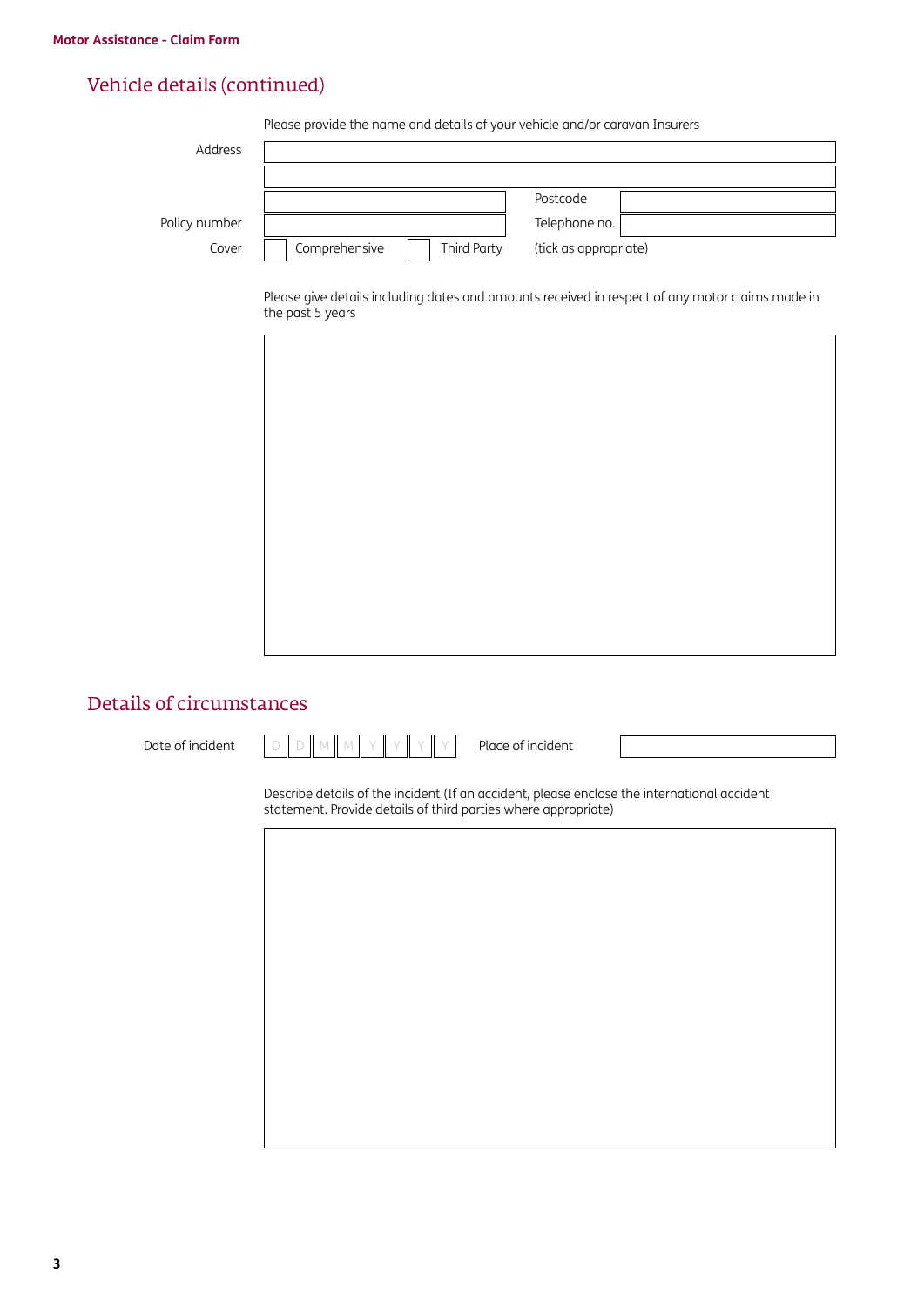## Vehicle details (continued)

Please provide the name and details of your vehicle and/or caravan Insurers

Address

Postcode

Policy number

Telephone no.

Cover ☐ Comprehensive ☐ Third Party (tick as appropriate)

Please give details including dates and amounts received in respect of any motor claims made in the past 5 years

## Details of circumstances

Date of incident D D M M Y Y Y Y

Place of incident

Describe details of the incident (If an accident, please enclose the international accident statement. Provide details of third parties where appropriate)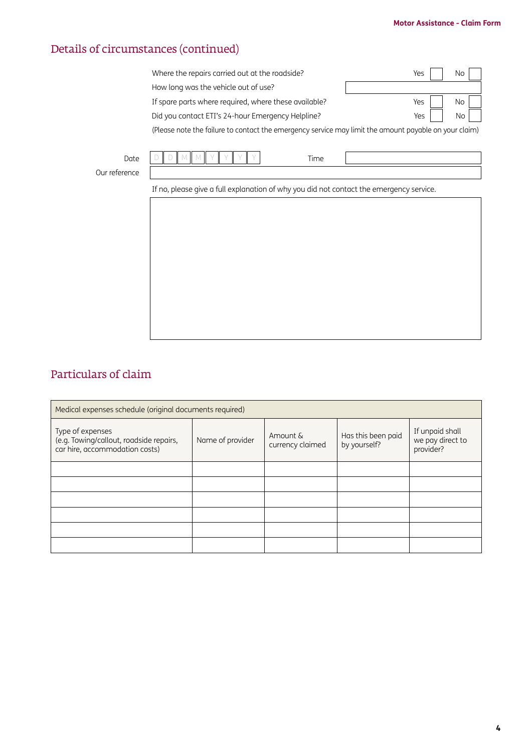## Details of circumstances (continued)

| | | | | |
|---|---|---|---|---|
| Where the repairs carried out at the roadside? | Yes | ☐ | No | ☐ |
| How long was the vehicle out of use? | | | | |
| If spare parts where required, where these available? | Yes | ☐ | No | ☐ |
| Did you contact ETI's 24-hour Emergency Helpline? | Yes | ☐ | No | ☐ |

(Please note the failure to contact the emergency service may limit the amount payable on your claim)

Date D D M M Y Y Y Y Time

Our reference

If no, please give a full explanation of why you did not contact the emergency service.

## Particulars of claim

| Medical expenses schedule (original documents required) | | | | |
|---|---|---|---|---|
| Type of expenses (e.g. Towing/callout, roadside repairs, car hire, accommodation costs) | Name of provider | Amount & currency claimed | Has this been paid by yourself? | If unpaid shall we pay direct to provider? |
| | | | | |
| | | | | |
| | | | | |
| | | | | |
| | | | | |
| | | | | |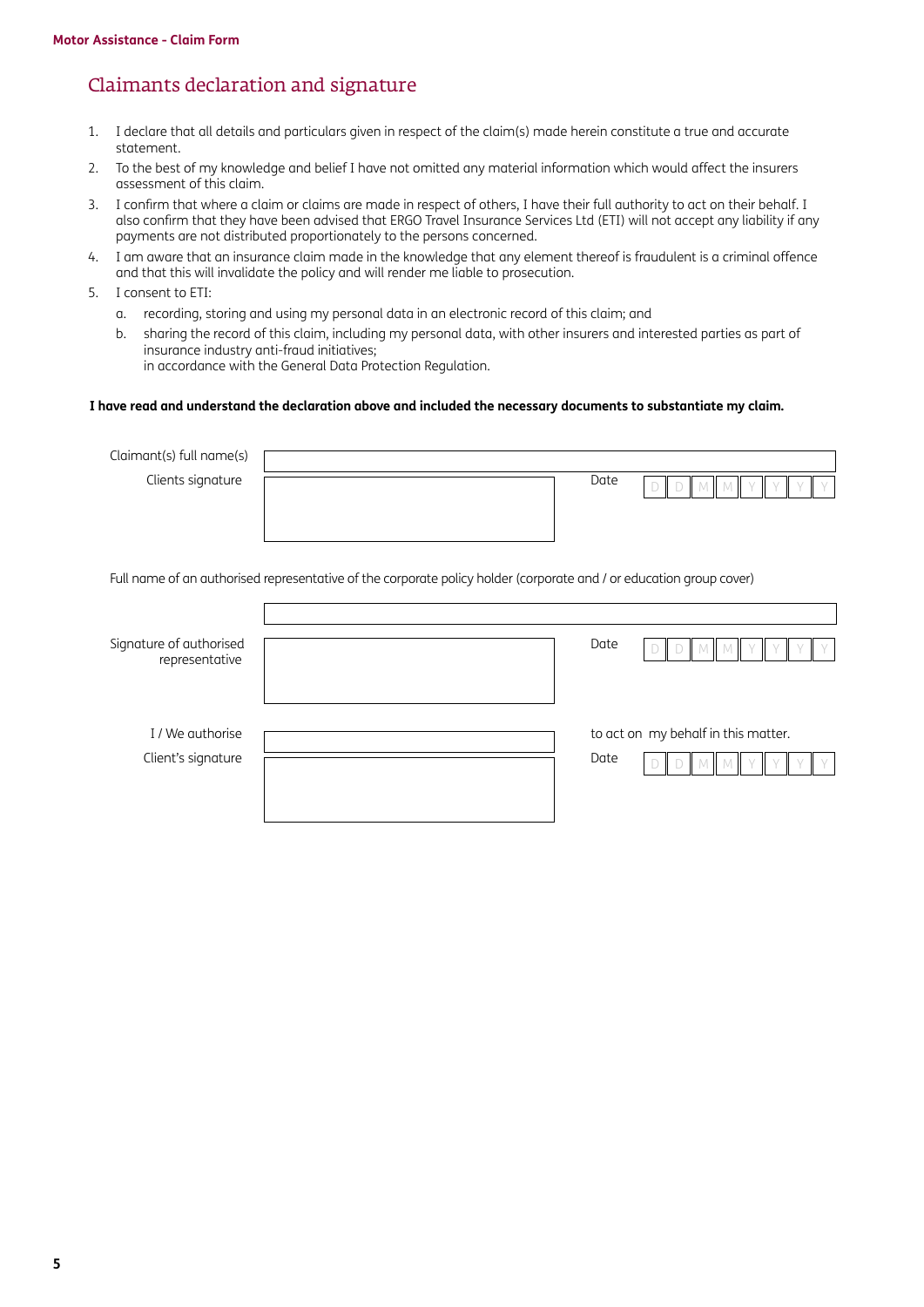## Claimants declaration and signature

1. I declare that all details and particulars given in respect of the claim(s) made herein constitute a true and accurate statement.
2. To the best of my knowledge and belief I have not omitted any material information which would affect the insurers assessment of this claim.
3. I confirm that where a claim or claims are made in respect of others, I have their full authority to act on their behalf. I also confirm that they have been advised that ERGO Travel Insurance Services Ltd (ETI) will not accept any liability if any payments are not distributed proportionately to the persons concerned.
4. I am aware that an insurance claim made in the knowledge that any element thereof is fraudulent is a criminal offence and that this will invalidate the policy and will render me liable to prosecution.
5. I consent to ETI:
   a. recording, storing and using my personal data in an electronic record of this claim; and
   b. sharing the record of this claim, including my personal data, with other insurers and interested parties as part of insurance industry anti-fraud initiatives;
   in accordance with the General Data Protection Regulation.

**I have read and understand the declaration above and included the necessary documents to substantiate my claim.**

Claimant(s) full name(s)

Clients signature

Date D D M M Y Y Y Y

Full name of an authorised representative of the corporate policy holder (corporate and / or education group cover)

Signature of authorised representative

Date D D M M Y Y Y Y

I / We authorise ______ to act on my behalf in this matter.

Client's signature

Date D D M M Y Y Y Y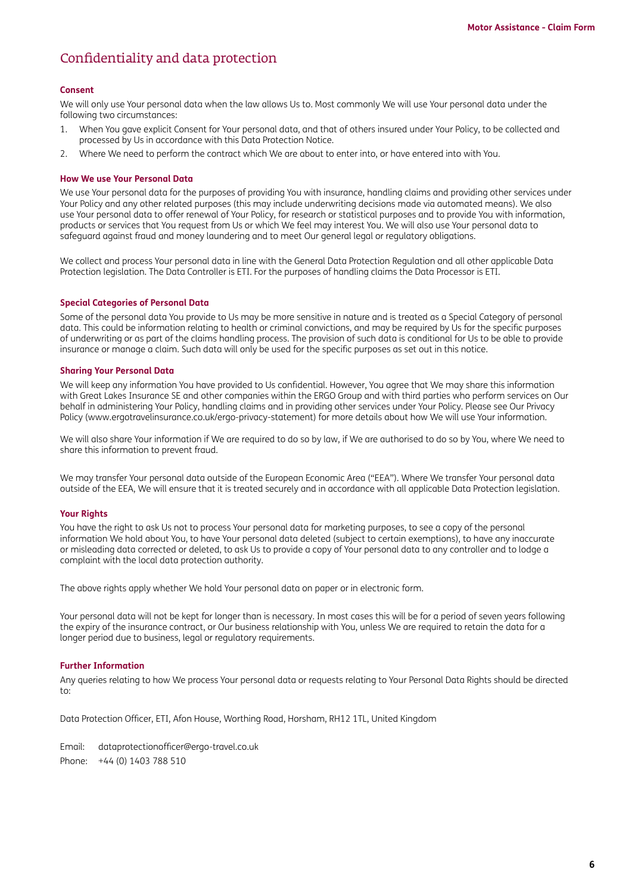# Confidentiality and data protection

### Consent

We will only use Your personal data when the law allows Us to. Most commonly We will use Your personal data under the following two circumstances:

1. When You gave explicit Consent for Your personal data, and that of others insured under Your Policy, to be collected and processed by Us in accordance with this Data Protection Notice.
2. Where We need to perform the contract which We are about to enter into, or have entered into with You.

### How We use Your Personal Data

We use Your personal data for the purposes of providing You with insurance, handling claims and providing other services under Your Policy and any other related purposes (this may include underwriting decisions made via automated means). We also use Your personal data to offer renewal of Your Policy, for research or statistical purposes and to provide You with information, products or services that You request from Us or which We feel may interest You. We will also use Your personal data to safeguard against fraud and money laundering and to meet Our general legal or regulatory obligations.

We collect and process Your personal data in line with the General Data Protection Regulation and all other applicable Data Protection legislation. The Data Controller is ETI. For the purposes of handling claims the Data Processor is ETI.

### Special Categories of Personal Data

Some of the personal data You provide to Us may be more sensitive in nature and is treated as a Special Category of personal data. This could be information relating to health or criminal convictions, and may be required by Us for the specific purposes of underwriting or as part of the claims handling process. The provision of such data is conditional for Us to be able to provide insurance or manage a claim. Such data will only be used for the specific purposes as set out in this notice.

### Sharing Your Personal Data

We will keep any information You have provided to Us confidential. However, You agree that We may share this information with Great Lakes Insurance SE and other companies within the ERGO Group and with third parties who perform services on Our behalf in administering Your Policy, handling claims and in providing other services under Your Policy. Please see Our Privacy Policy (www.ergotravelinsurance.co.uk/ergo-privacy-statement) for more details about how We will use Your information.

We will also share Your information if We are required to do so by law, if We are authorised to do so by You, where We need to share this information to prevent fraud.

We may transfer Your personal data outside of the European Economic Area ("EEA"). Where We transfer Your personal data outside of the EEA, We will ensure that it is treated securely and in accordance with all applicable Data Protection legislation.

### Your Rights

You have the right to ask Us not to process Your personal data for marketing purposes, to see a copy of the personal information We hold about You, to have Your personal data deleted (subject to certain exemptions), to have any inaccurate or misleading data corrected or deleted, to ask Us to provide a copy of Your personal data to any controller and to lodge a complaint with the local data protection authority.

The above rights apply whether We hold Your personal data on paper or in electronic form.

Your personal data will not be kept for longer than is necessary. In most cases this will be for a period of seven years following the expiry of the insurance contract, or Our business relationship with You, unless We are required to retain the data for a longer period due to business, legal or regulatory requirements.

### Further Information

Any queries relating to how We process Your personal data or requests relating to Your Personal Data Rights should be directed to:

Data Protection Officer, ETI, Afon House, Worthing Road, Horsham, RH12 1TL, United Kingdom

Email: dataprotectionofficer@ergo-travel.co.uk
Phone: +44 (0) 1403 788 510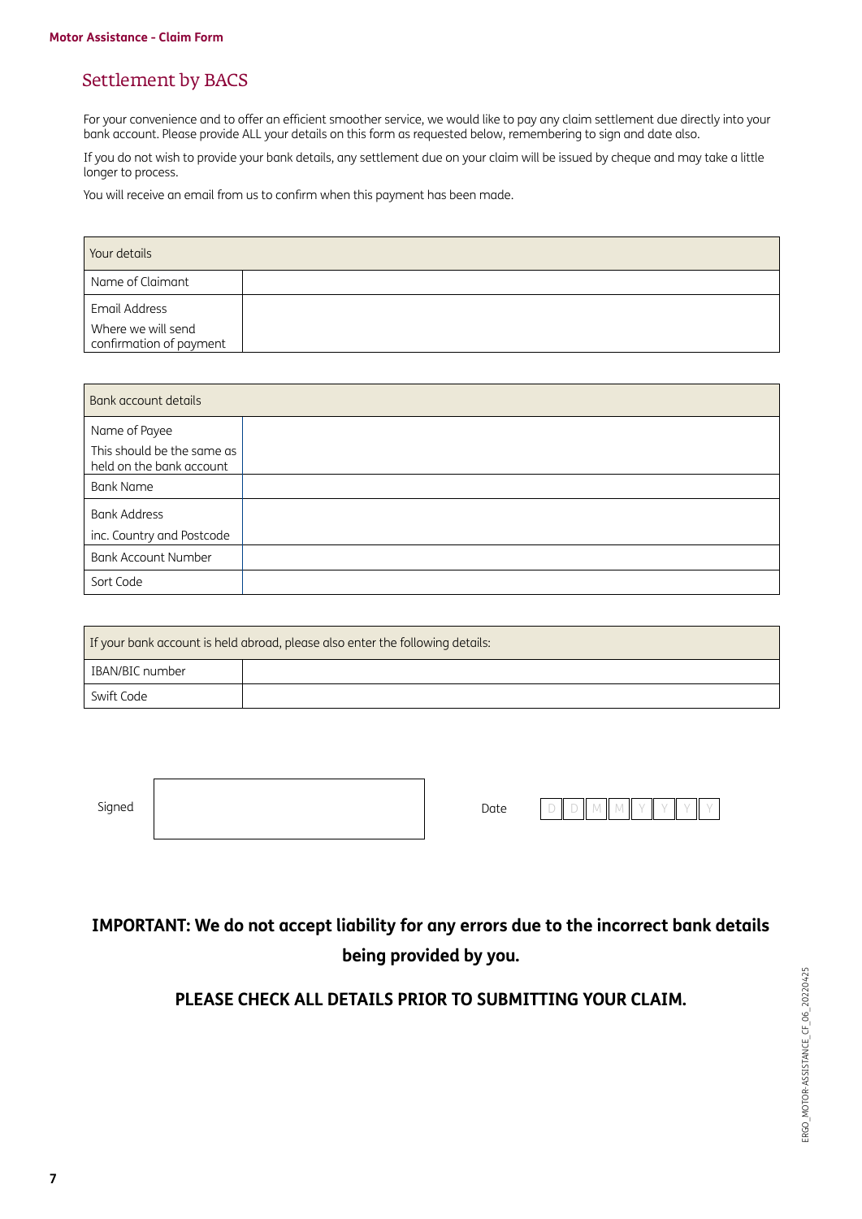## Settlement by BACS

For your convenience and to offer an efficient smoother service, we would like to pay any claim settlement due directly into your bank account. Please provide ALL your details on this form as requested below, remembering to sign and date also.

If you do not wish to provide your bank details, any settlement due on your claim will be issued by cheque and may take a little longer to process.

You will receive an email from us to confirm when this payment has been made.

| Your details | |
|---|---|
| Name of Claimant | |
| Email Address<br>Where we will send confirmation of payment | |

| Bank account details | |
|---|---|
| Name of Payee<br>This should be the same as held on the bank account | |
| Bank Name | |
| Bank Address<br>inc. Country and Postcode | |
| Bank Account Number | |
| Sort Code | |

| If your bank account is held abroad, please also enter the following details: | |
|---|---|
| IBAN/BIC number | |
| Swift Code | |

Signed

Date D D M M Y Y Y Y

**IMPORTANT: We do not accept liability for any errors due to the incorrect bank details being provided by you.**

**PLEASE CHECK ALL DETAILS PRIOR TO SUBMITTING YOUR CLAIM.**

ERGO_MOTOR-ASSISTANCE_CF_06_20220425